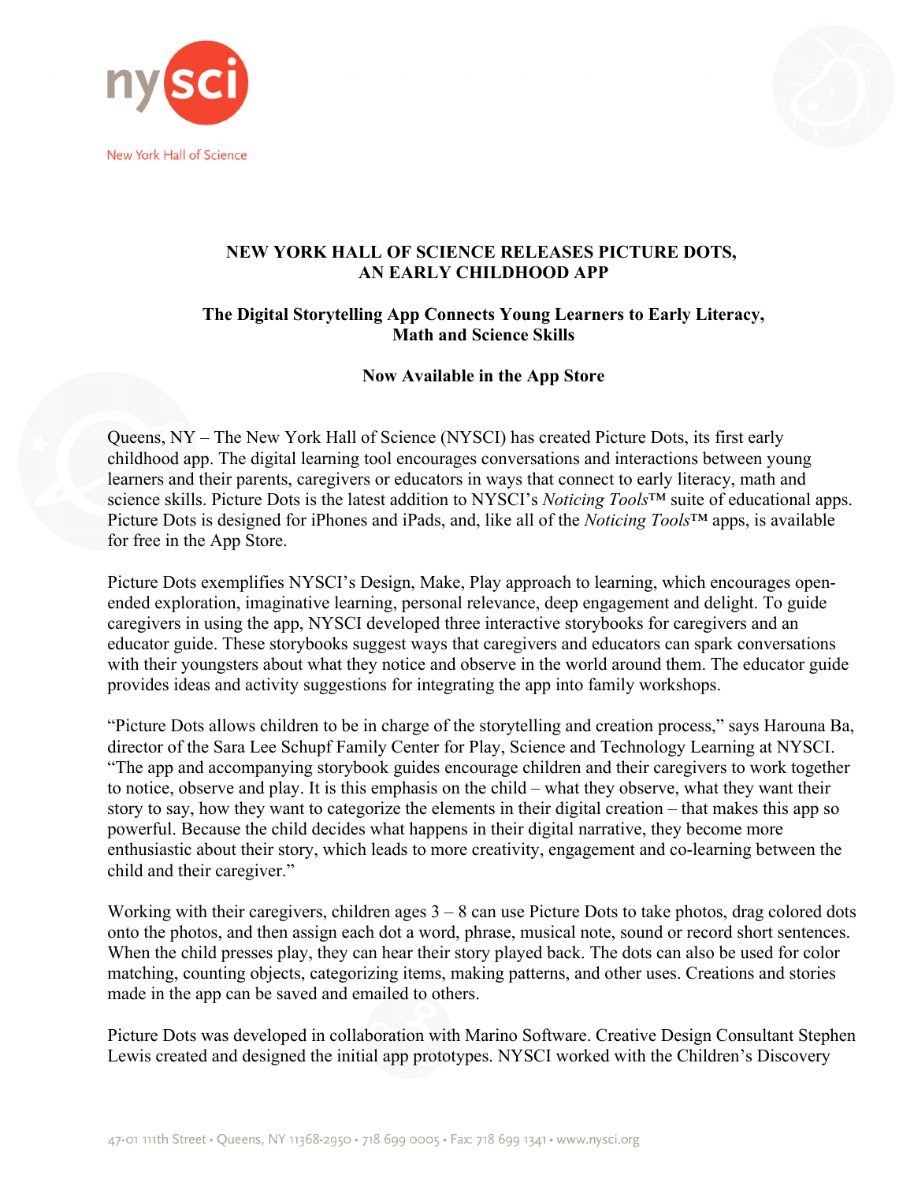# NEW YORK HALL OF SCIENCE RELEASES PICTURE DOTS, AN EARLY CHILDHOOD APP

## The Digital Storytelling App Connects Young Learners to Early Literacy, Math and Science Skills

### Now Available in the App Store

Queens, NY – The New York Hall of Science (NYSCI) has created Picture Dots, its first early childhood app. The digital learning tool encourages conversations and interactions between young learners and their parents, caregivers or educators in ways that connect to early literacy, math and science skills. Picture Dots is the latest addition to NYSCI's *Noticing Tools*™ suite of educational apps. Picture Dots is designed for iPhones and iPads, and, like all of the *Noticing Tools*™ apps, is available for free in the App Store.

Picture Dots exemplifies NYSCI's Design, Make, Play approach to learning, which encourages open-ended exploration, imaginative learning, personal relevance, deep engagement and delight. To guide caregivers in using the app, NYSCI developed three interactive storybooks for caregivers and an educator guide. These storybooks suggest ways that caregivers and educators can spark conversations with their youngsters about what they notice and observe in the world around them. The educator guide provides ideas and activity suggestions for integrating the app into family workshops.

"Picture Dots allows children to be in charge of the storytelling and creation process," says Harouna Ba, director of the Sara Lee Schupf Family Center for Play, Science and Technology Learning at NYSCI. "The app and accompanying storybook guides encourage children and their caregivers to work together to notice, observe and play. It is this emphasis on the child – what they observe, what they want their story to say, how they want to categorize the elements in their digital creation – that makes this app so powerful. Because the child decides what happens in their digital narrative, they become more enthusiastic about their story, which leads to more creativity, engagement and co-learning between the child and their caregiver."

Working with their caregivers, children ages 3 – 8 can use Picture Dots to take photos, drag colored dots onto the photos, and then assign each dot a word, phrase, musical note, sound or record short sentences. When the child presses play, they can hear their story played back. The dots can also be used for color matching, counting objects, categorizing items, making patterns, and other uses. Creations and stories made in the app can be saved and emailed to others.

Picture Dots was developed in collaboration with Marino Software. Creative Design Consultant Stephen Lewis created and designed the initial app prototypes. NYSCI worked with the Children's Discovery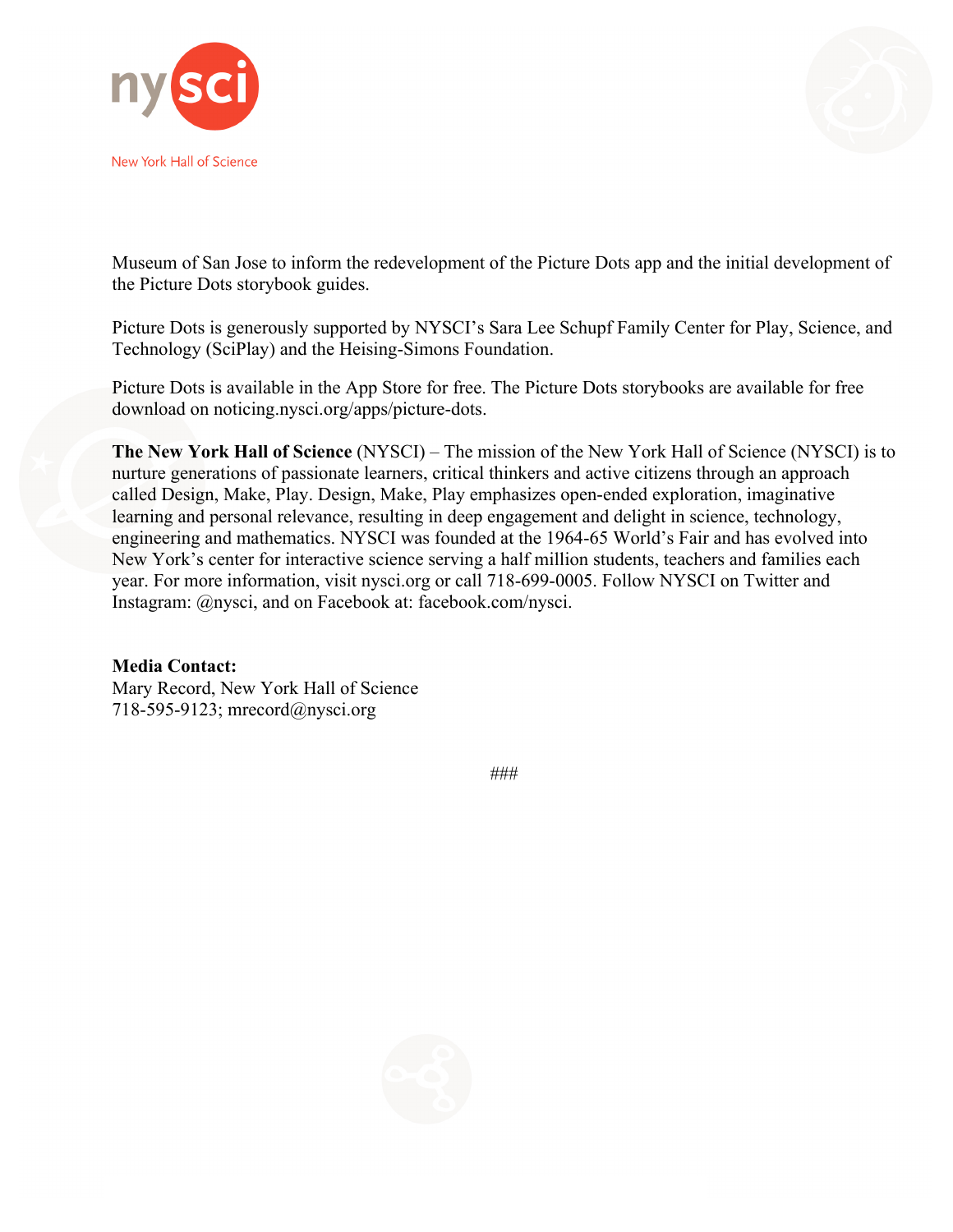Museum of San Jose to inform the redevelopment of the Picture Dots app and the initial development of the Picture Dots storybook guides.

Picture Dots is generously supported by NYSCI's Sara Lee Schupf Family Center for Play, Science, and Technology (SciPlay) and the Heising-Simons Foundation.

Picture Dots is available in the App Store for free. The Picture Dots storybooks are available for free download on noticing.nysci.org/apps/picture-dots.

**The New York Hall of Science** (NYSCI) – The mission of the New York Hall of Science (NYSCI) is to nurture generations of passionate learners, critical thinkers and active citizens through an approach called Design, Make, Play. Design, Make, Play emphasizes open-ended exploration, imaginative learning and personal relevance, resulting in deep engagement and delight in science, technology, engineering and mathematics. NYSCI was founded at the 1964-65 World's Fair and has evolved into New York's center for interactive science serving a half million students, teachers and families each year. For more information, visit nysci.org or call 718-699-0005. Follow NYSCI on Twitter and Instagram: @nysci, and on Facebook at: facebook.com/nysci.

**Media Contact:**
Mary Record, New York Hall of Science
718-595-9123; mrecord@nysci.org

###